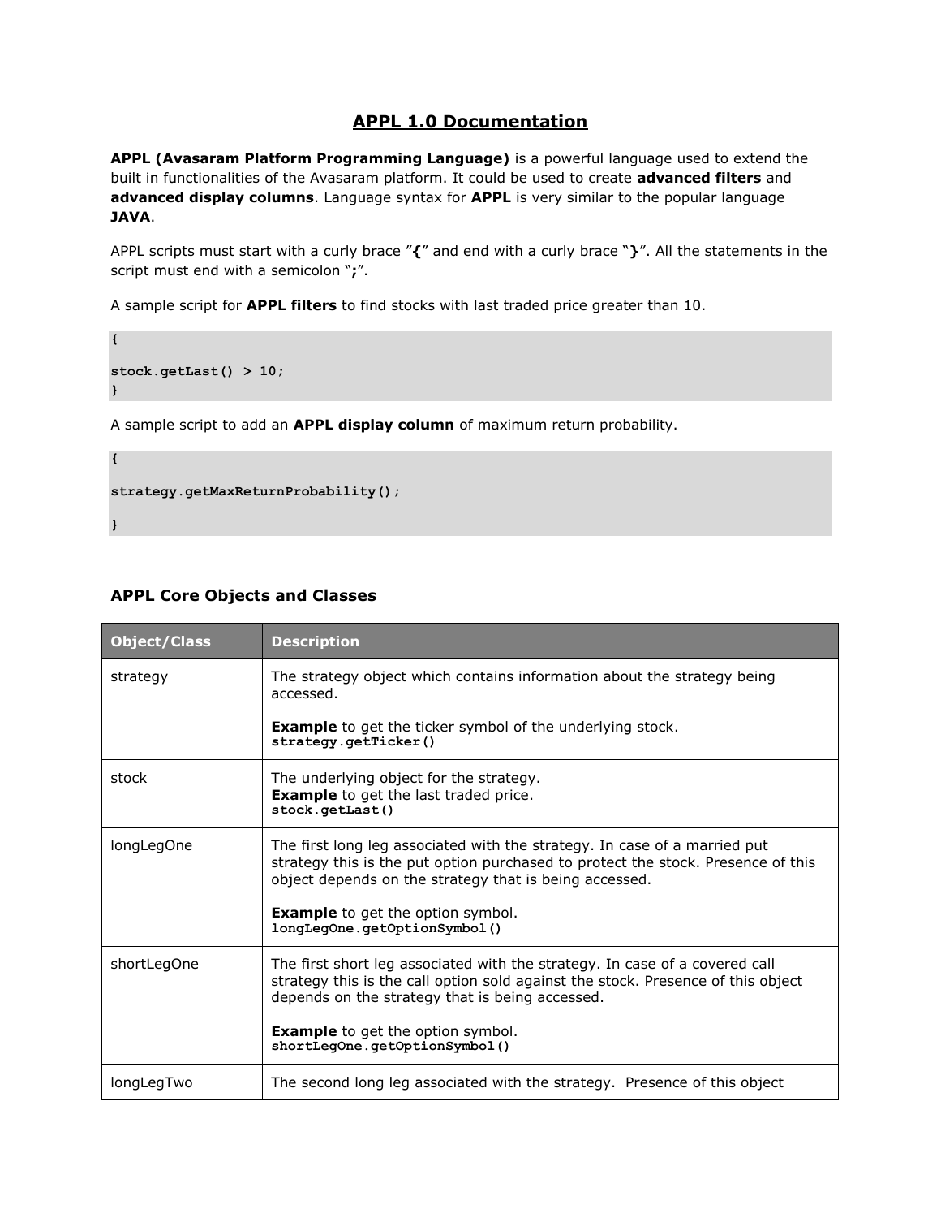# APPL 1.0 Documentation

**APPL (Avasaram Platform Programming Language)** is a powerful language used to extend the built in functionalities of the Avasaram platform. It could be used to create **advanced filters** and **advanced display columns**. Language syntax for **APPL** is very similar to the popular language **JAVA**.

APPL scripts must start with a curly brace "**{**" and end with a curly brace "**}**". All the statements in the script must end with a semicolon "**;**".

A sample script for **APPL filters** to find stocks with last traded price greater than 10.

```
{

stock.getLast() > 10;
}
```

A sample script to add an **APPL display column** of maximum return probability.

```
{

strategy.getMaxReturnProbability();

}
```

### APPL Core Objects and Classes

| Object/Class | Description |
|---|---|
| strategy | The strategy object which contains information about the strategy being accessed.<br><br>**Example** to get the ticker symbol of the underlying stock.<br>**`strategy.getTicker()`** |
| stock | The underlying object for the strategy.<br>**Example** to get the last traded price.<br>**`stock.getLast()`** |
| longLegOne | The first long leg associated with the strategy. In case of a married put strategy this is the put option purchased to protect the stock. Presence of this object depends on the strategy that is being accessed.<br><br>**Example** to get the option symbol.<br>**`longLegOne.getOptionSymbol()`** |
| shortLegOne | The first short leg associated with the strategy. In case of a covered call strategy this is the call option sold against the stock. Presence of this object depends on the strategy that is being accessed.<br><br>**Example** to get the option symbol.<br>**`shortLegOne.getOptionSymbol()`** |
| longLegTwo | The second long leg associated with the strategy. Presence of this object |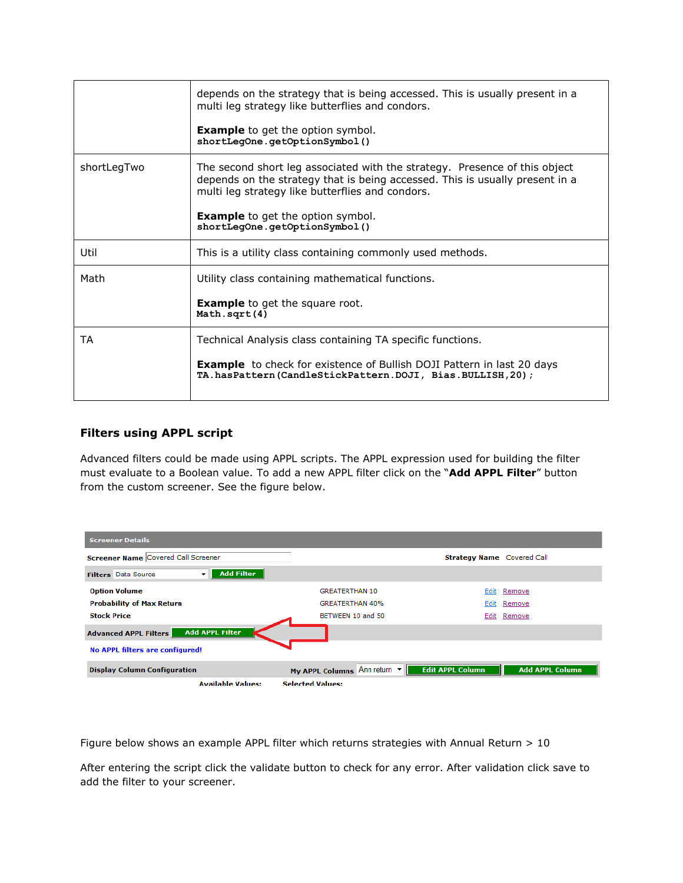| | |
|---|---|
| | depends on the strategy that is being accessed. This is usually present in a multi leg strategy like butterflies and condors.<br><br>**Example** to get the option symbol.<br>`shortLegOne.getOptionSymbol()` |
| shortLegTwo | The second short leg associated with the strategy. Presence of this object depends on the strategy that is being accessed. This is usually present in a multi leg strategy like butterflies and condors.<br><br>**Example** to get the option symbol.<br>`shortLegOne.getOptionSymbol()` |
| Util | This is a utility class containing commonly used methods. |
| Math | Utility class containing mathematical functions.<br><br>**Example** to get the square root.<br>`Math.sqrt(4)` |
| TA | Technical Analysis class containing TA specific functions.<br><br>**Example** to check for existence of Bullish DOJI Pattern in last 20 days<br>`TA.hasPattern(CandleStickPattern.DOJI, Bias.BULLISH,20);` |

### Filters using APPL script

Advanced filters could be made using APPL scripts. The APPL expression used for building the filter must evaluate to a Boolean value. To add a new APPL filter click on the "**Add APPL Filter**" button from the custom screener. See the figure below.

Figure below shows an example APPL filter which returns strategies with Annual Return > 10

After entering the script click the validate button to check for any error. After validation click save to add the filter to your screener.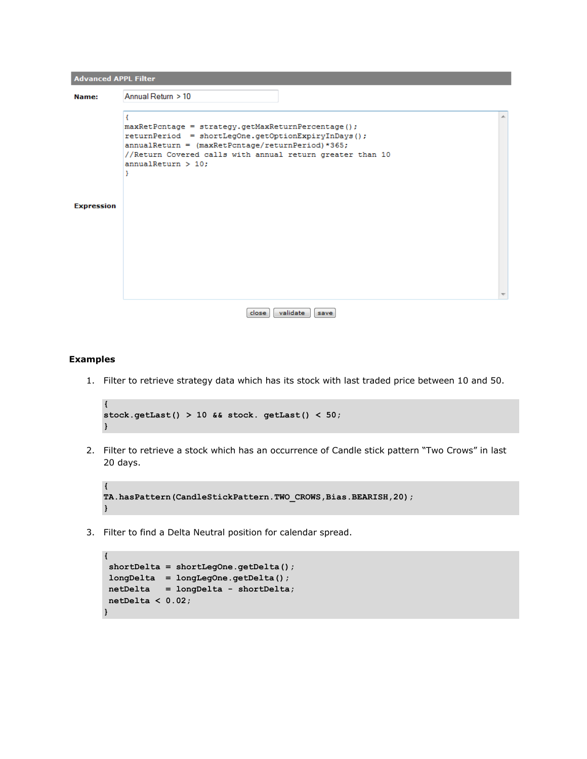**Advanced APPL Filter**

**Name:** Annual Return > 10

**Expression**

```
{
maxRetPcntage = strategy.getMaxReturnPercentage();
returnPeriod  = shortLegOne.getOptionExpiryInDays();
annualReturn = (maxRetPcntage/returnPeriod)*365;
//Return Covered calls with annual return greater than 10
annualReturn > 10;
}
```

close | validate | save

**Examples**

1. Filter to retrieve strategy data which has its stock with last traded price between 10 and 50.

```
{
stock.getLast() > 10 && stock. getLast() < 50;
}
```

2. Filter to retrieve a stock which has an occurrence of Candle stick pattern “Two Crows” in last 20 days.

```
{
TA.hasPattern(CandleStickPattern.TWO_CROWS,Bias.BEARISH,20);
}
```

3. Filter to find a Delta Neutral position for calendar spread.

```
{
 shortDelta = shortLegOne.getDelta();
 longDelta  = longLegOne.getDelta();
 netDelta   = longDelta - shortDelta;
 netDelta < 0.02;
}
```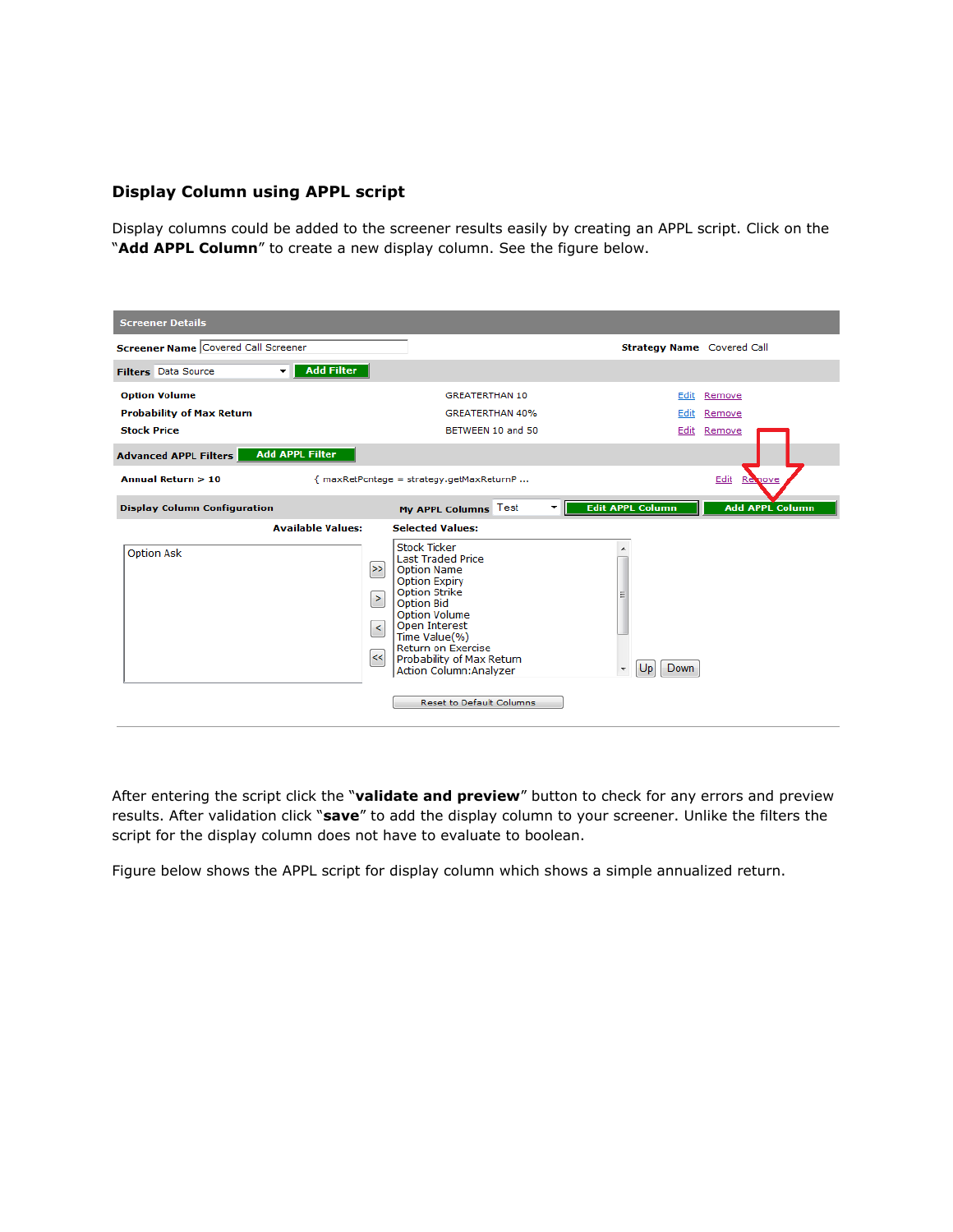## Display Column using APPL script

Display columns could be added to the screener results easily by creating an APPL script. Click on the "**Add APPL Column**" to create a new display column. See the figure below.

After entering the script click the "**validate and preview**" button to check for any errors and preview results. After validation click "**save**" to add the display column to your screener. Unlike the filters the script for the display column does not have to evaluate to boolean.

Figure below shows the APPL script for display column which shows a simple annualized return.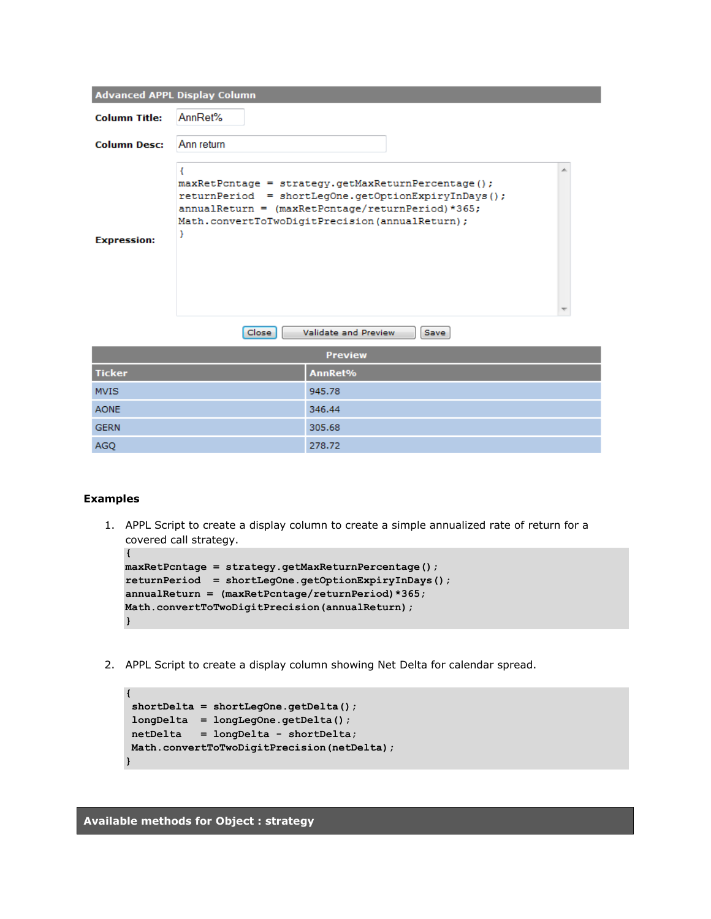**Advanced APPL Display Column**

**Column Title:** AnnRet%

**Column Desc:** Ann return

**Expression:**

```
{
maxRetPcntage = strategy.getMaxReturnPercentage();
returnPeriod  = shortLegOne.getOptionExpiryInDays();
annualReturn = (maxRetPcntage/returnPeriod)*365;
Math.convertToTwoDigitPrecision(annualReturn);
}
```

Close | Validate and Preview | Save

**Preview**

| Ticker | AnnRet% |
|---|---|
| MVIS | 945.78 |
| AONE | 346.44 |
| GERN | 305.68 |
| AGQ | 278.72 |

## Examples

1. APPL Script to create a display column to create a simple annualized rate of return for a covered call strategy.

```
{
maxRetPcntage = strategy.getMaxReturnPercentage();
returnPeriod  = shortLegOne.getOptionExpiryInDays();
annualReturn = (maxRetPcntage/returnPeriod)*365;
Math.convertToTwoDigitPrecision(annualReturn);
}
```

2. APPL Script to create a display column showing Net Delta for calendar spread.

```
{
 shortDelta = shortLegOne.getDelta();
 longDelta  = longLegOne.getDelta();
 netDelta   = longDelta - shortDelta;
 Math.convertToTwoDigitPrecision(netDelta);
}
```

## Available methods for Object : strategy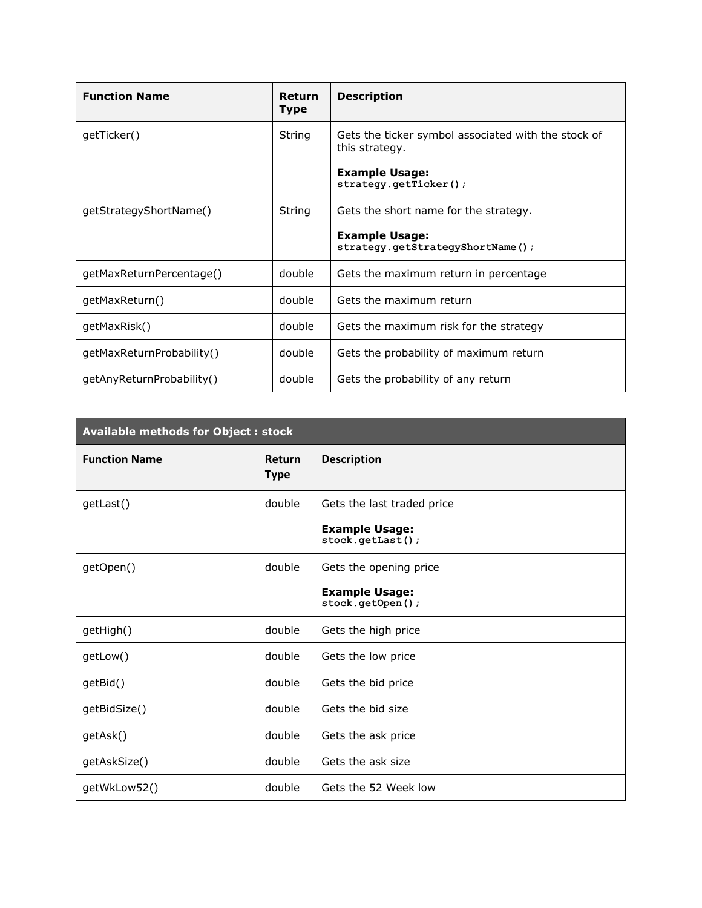| Function Name | Return Type | Description |
|---|---|---|
| getTicker() | String | Gets the ticker symbol associated with the stock of this strategy.<br><br>**Example Usage:**<br>`strategy.getTicker();` |
| getStrategyShortName() | String | Gets the short name for the strategy.<br><br>**Example Usage:**<br>`strategy.getStrategyShortName();` |
| getMaxReturnPercentage() | double | Gets the maximum return in percentage |
| getMaxReturn() | double | Gets the maximum return |
| getMaxRisk() | double | Gets the maximum risk for the strategy |
| getMaxReturnProbability() | double | Gets the probability of maximum return |
| getAnyReturnProbability() | double | Gets the probability of any return |

| **Available methods for Object : stock** | | |
|---|---|---|
| **Function Name** | **Return Type** | **Description** |
| getLast() | double | Gets the last traded price<br><br>**Example Usage:**<br>`stock.getLast();` |
| getOpen() | double | Gets the opening price<br><br>**Example Usage:**<br>`stock.getOpen();` |
| getHigh() | double | Gets the high price |
| getLow() | double | Gets the low price |
| getBid() | double | Gets the bid price |
| getBidSize() | double | Gets the bid size |
| getAsk() | double | Gets the ask price |
| getAskSize() | double | Gets the ask size |
| getWkLow52() | double | Gets the 52 Week low |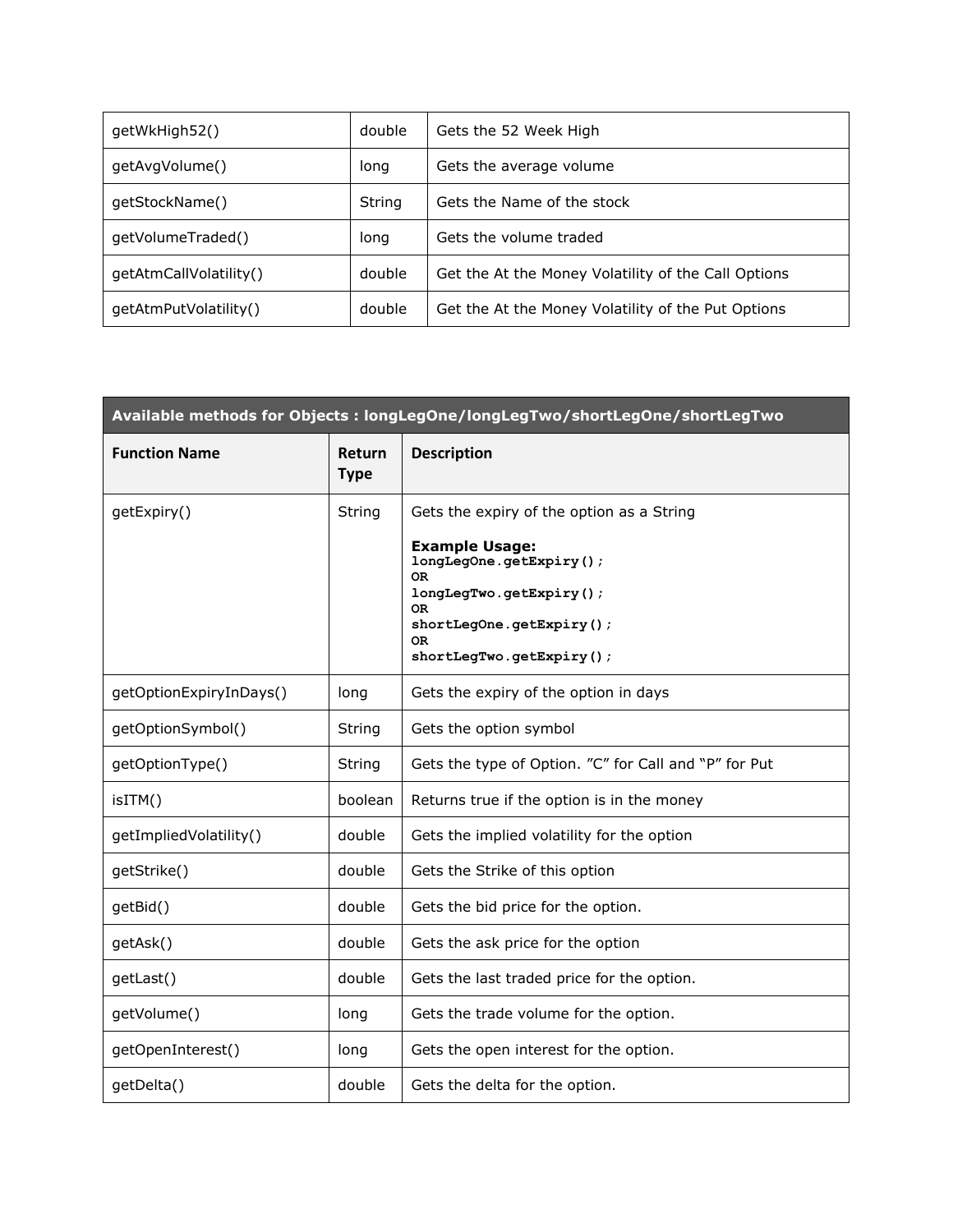| getWkHigh52() | double | Gets the 52 Week High |
|---|---|---|
| getAvgVolume() | long | Gets the average volume |
| getStockName() | String | Gets the Name of the stock |
| getVolumeTraded() | long | Gets the volume traded |
| getAtmCallVolatility() | double | Get the At the Money Volatility of the Call Options |
| getAtmPutVolatility() | double | Get the At the Money Volatility of the Put Options |

| **Available methods for Objects : longLegOne/longLegTwo/shortLegOne/shortLegTwo** | | |
|---|---|---|
| **Function Name** | **Return Type** | **Description** |
| getExpiry() | String | Gets the expiry of the option as a String<br><br>**Example Usage:**<br>**`longLegOne.getExpiry();`**<br>**OR**<br>**`longLegTwo.getExpiry();`**<br>**OR**<br>**`shortLegOne.getExpiry();`**<br>**OR**<br>**`shortLegTwo.getExpiry();`** |
| getOptionExpiryInDays() | long | Gets the expiry of the option in days |
| getOptionSymbol() | String | Gets the option symbol |
| getOptionType() | String | Gets the type of Option. "C" for Call and "P" for Put |
| isITM() | boolean | Returns true if the option is in the money |
| getImpliedVolatility() | double | Gets the implied volatility for the option |
| getStrike() | double | Gets the Strike of this option |
| getBid() | double | Gets the bid price for the option. |
| getAsk() | double | Gets the ask price for the option |
| getLast() | double | Gets the last traded price for the option. |
| getVolume() | long | Gets the trade volume for the option. |
| getOpenInterest() | long | Gets the open interest for the option. |
| getDelta() | double | Gets the delta for the option. |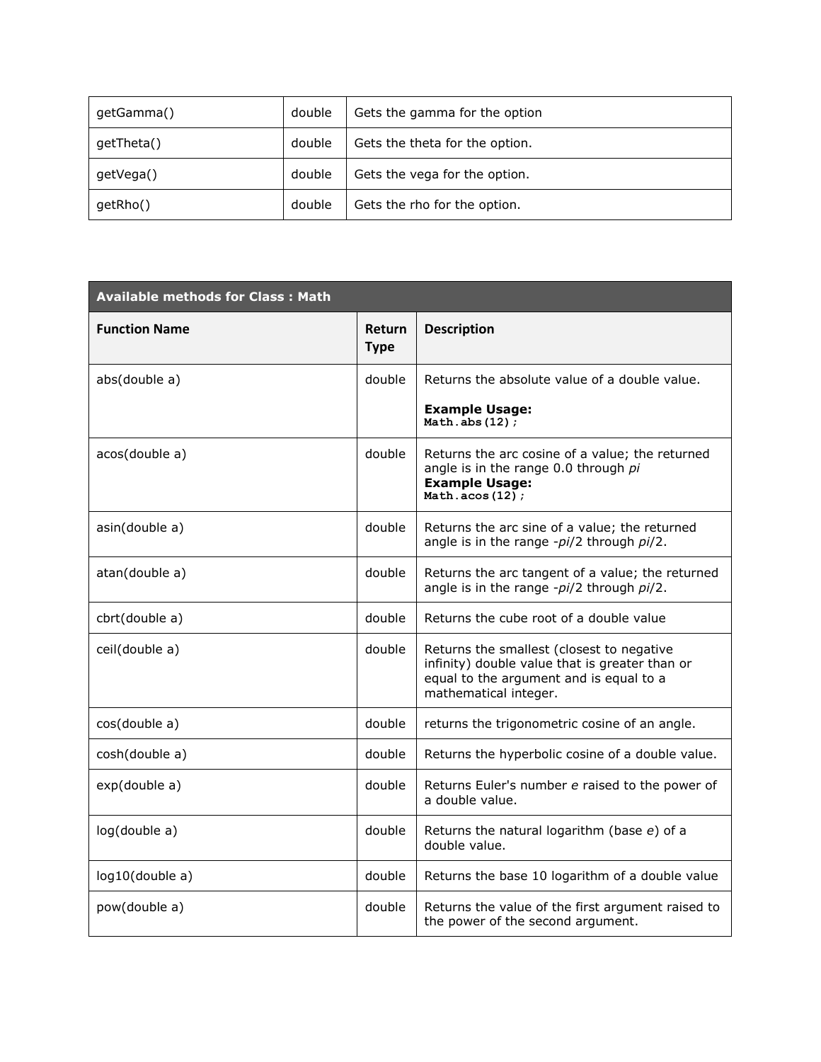| | | |
|---|---|---|
| getGamma() | double | Gets the gamma for the option |
| getTheta() | double | Gets the theta for the option. |
| getVega() | double | Gets the vega for the option. |
| getRho() | double | Gets the rho for the option. |

| Available methods for Class : Math | | |
|---|---|---|
| **Function Name** | **Return Type** | **Description** |
| abs(double a) | double | Returns the absolute value of a double value.<br><br>**Example Usage:**<br>`Math.abs(12);` |
| acos(double a) | double | Returns the arc cosine of a value; the returned angle is in the range 0.0 through *pi*<br>**Example Usage:**<br>`Math.acos(12);` |
| asin(double a) | double | Returns the arc sine of a value; the returned angle is in the range -*pi*/2 through *pi*/2. |
| atan(double a) | double | Returns the arc tangent of a value; the returned angle is in the range -*pi*/2 through *pi*/2. |
| cbrt(double a) | double | Returns the cube root of a double value |
| ceil(double a) | double | Returns the smallest (closest to negative infinity) double value that is greater than or equal to the argument and is equal to a mathematical integer. |
| cos(double a) | double | returns the trigonometric cosine of an angle. |
| cosh(double a) | double | Returns the hyperbolic cosine of a double value. |
| exp(double a) | double | Returns Euler's number *e* raised to the power of a double value. |
| log(double a) | double | Returns the natural logarithm (base *e*) of a double value. |
| log10(double a) | double | Returns the base 10 logarithm of a double value |
| pow(double a) | double | Returns the value of the first argument raised to the power of the second argument. |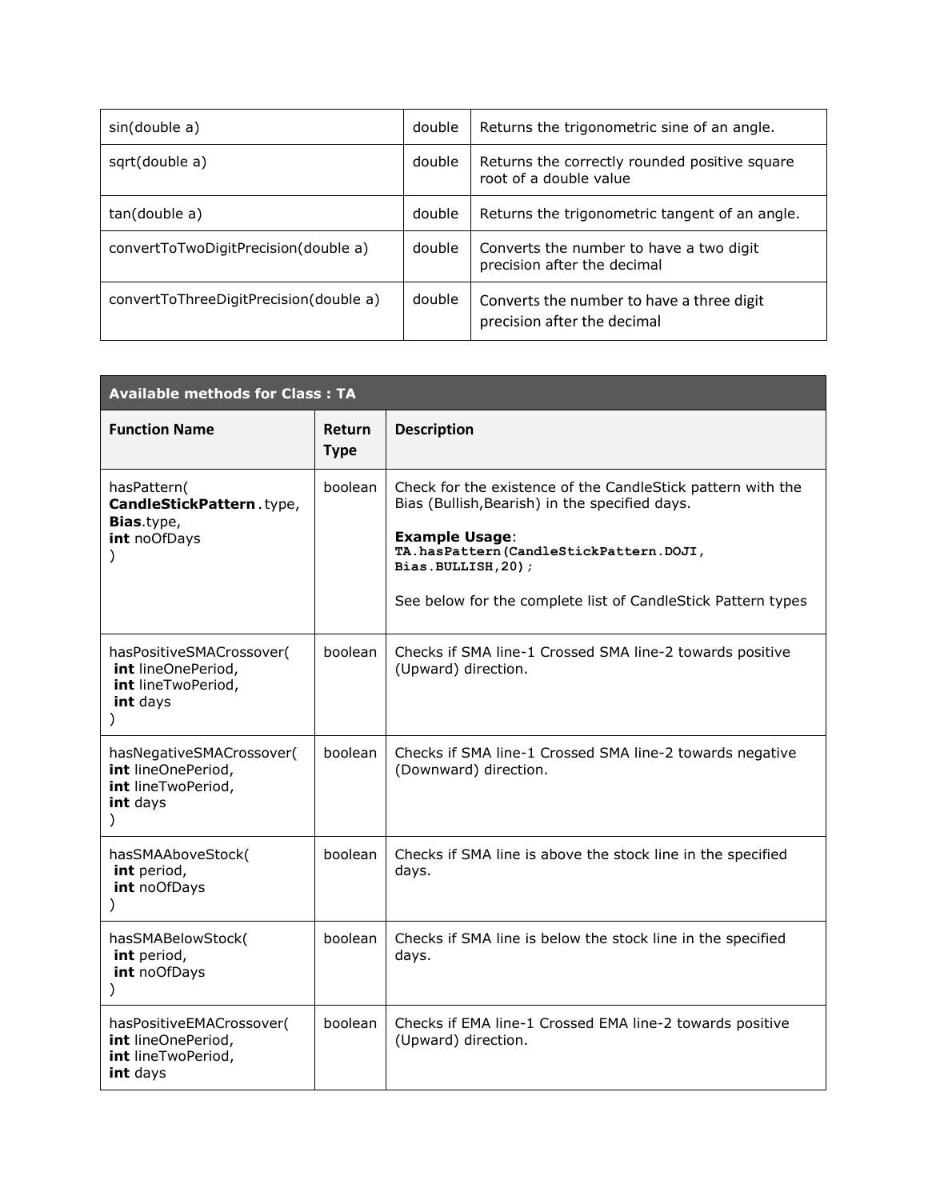| | | |
|---|---|---|
| sin(double a) | double | Returns the trigonometric sine of an angle. |
| sqrt(double a) | double | Returns the correctly rounded positive square root of a double value |
| tan(double a) | double | Returns the trigonometric tangent of an angle. |
| convertToTwoDigitPrecision(double a) | double | Converts the number to have a two digit precision after the decimal |
| convertToThreeDigitPrecision(double a) | double | Converts the number to have a three digit precision after the decimal |

| **Available methods for Class : TA** | | |
|---|---|---|
| **Function Name** | **Return Type** | **Description** |
| hasPattern( **CandleStickPattern**.type, **Bias**.type, **int** noOfDays ) | boolean | Check for the existence of the CandleStick pattern with the Bias (Bullish,Bearish) in the specified days. **Example Usage**: `TA.hasPattern(CandleStickPattern.DOJI, Bias.BULLISH,20);` See below for the complete list of CandleStick Pattern types |
| hasPositiveSMACrossover( **int** lineOnePeriod, **int** lineTwoPeriod, **int** days ) | boolean | Checks if SMA line-1 Crossed SMA line-2 towards positive (Upward) direction. |
| hasNegativeSMACrossover( **int** lineOnePeriod, **int** lineTwoPeriod, **int** days ) | boolean | Checks if SMA line-1 Crossed SMA line-2 towards negative (Downward) direction. |
| hasSMAAboveStock( **int** period, **int** noOfDays ) | boolean | Checks if SMA line is above the stock line in the specified days. |
| hasSMABelowStock( **int** period, **int** noOfDays ) | boolean | Checks if SMA line is below the stock line in the specified days. |
| hasPositiveEMACrossover( **int** lineOnePeriod, **int** lineTwoPeriod, **int** days | boolean | Checks if EMA line-1 Crossed EMA line-2 towards positive (Upward) direction. |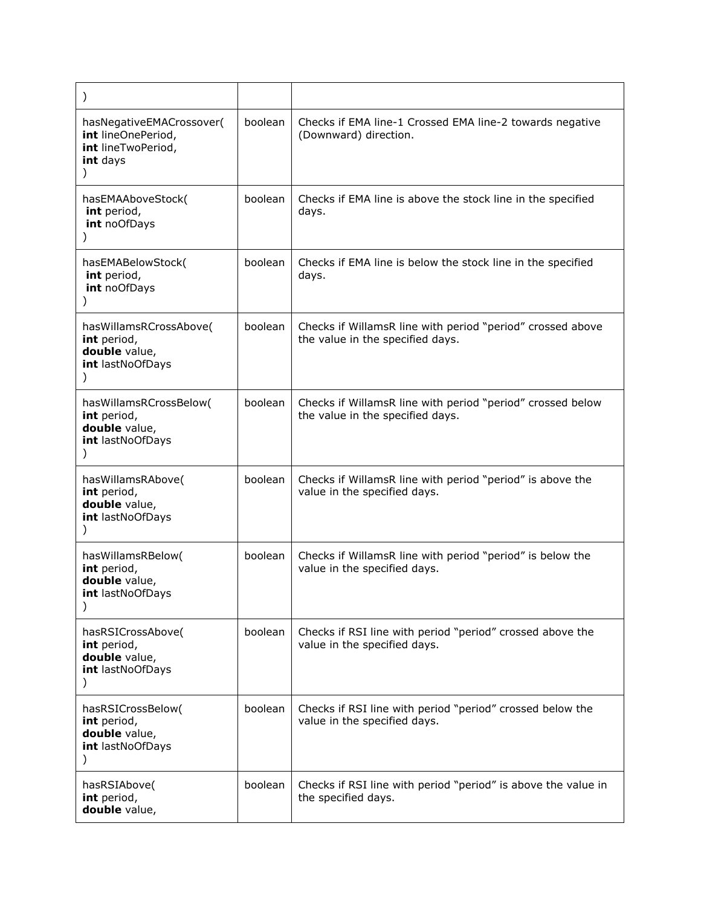| | | |
|---|---|---|
| ) | | |
| hasNegativeEMACrossover( **int** lineOnePeriod, **int** lineTwoPeriod, **int** days ) | boolean | Checks if EMA line-1 Crossed EMA line-2 towards negative (Downward) direction. |
| hasEMAAboveStock( **int** period, **int** noOfDays ) | boolean | Checks if EMA line is above the stock line in the specified days. |
| hasEMABelowStock( **int** period, **int** noOfDays ) | boolean | Checks if EMA line is below the stock line in the specified days. |
| hasWillamsRCrossAbove( **int** period, **double** value, **int** lastNoOfDays ) | boolean | Checks if WillamsR line with period "period" crossed above the value in the specified days. |
| hasWillamsRCrossBelow( **int** period, **double** value, **int** lastNoOfDays ) | boolean | Checks if WillamsR line with period "period" crossed below the value in the specified days. |
| hasWillamsRAbove( **int** period, **double** value, **int** lastNoOfDays ) | boolean | Checks if WillamsR line with period "period" is above the value in the specified days. |
| hasWillamsRBelow( **int** period, **double** value, **int** lastNoOfDays ) | boolean | Checks if WillamsR line with period "period" is below the value in the specified days. |
| hasRSICrossAbove( **int** period, **double** value, **int** lastNoOfDays ) | boolean | Checks if RSI line with period "period" crossed above the value in the specified days. |
| hasRSICrossBelow( **int** period, **double** value, **int** lastNoOfDays ) | boolean | Checks if RSI line with period "period" crossed below the value in the specified days. |
| hasRSIAbove( **int** period, **double** value, | boolean | Checks if RSI line with period "period" is above the value in the specified days. |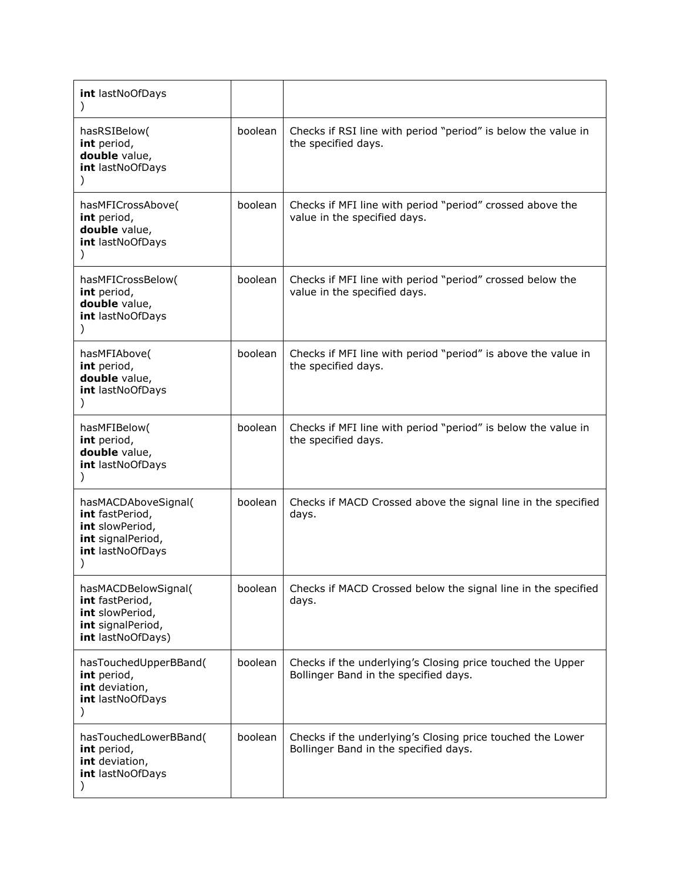| | | |
|---|---|---|
| **int** lastNoOfDays<br>) | | |
| hasRSIBelow(<br>**int** period,<br>**double** value,<br>**int** lastNoOfDays<br>) | boolean | Checks if RSI line with period "period" is below the value in the specified days. |
| hasMFICrossAbove(<br>**int** period,<br>**double** value,<br>**int** lastNoOfDays<br>) | boolean | Checks if MFI line with period "period" crossed above the value in the specified days. |
| hasMFICrossBelow(<br>**int** period,<br>**double** value,<br>**int** lastNoOfDays<br>) | boolean | Checks if MFI line with period "period" crossed below the value in the specified days. |
| hasMFIAbove(<br>**int** period,<br>**double** value,<br>**int** lastNoOfDays<br>) | boolean | Checks if MFI line with period "period" is above the value in the specified days. |
| hasMFIBelow(<br>**int** period,<br>**double** value,<br>**int** lastNoOfDays<br>) | boolean | Checks if MFI line with period "period" is below the value in the specified days. |
| hasMACDAboveSignal(<br>**int** fastPeriod,<br>**int** slowPeriod,<br>**int** signalPeriod,<br>**int** lastNoOfDays<br>) | boolean | Checks if MACD Crossed above the signal line in the specified days. |
| hasMACDBelowSignal(<br>**int** fastPeriod,<br>**int** slowPeriod,<br>**int** signalPeriod,<br>**int** lastNoOfDays) | boolean | Checks if MACD Crossed below the signal line in the specified days. |
| hasTouchedUpperBBand(<br>**int** period,<br>**int** deviation,<br>**int** lastNoOfDays<br>) | boolean | Checks if the underlying's Closing price touched the Upper Bollinger Band in the specified days. |
| hasTouchedLowerBBand(<br>**int** period,<br>**int** deviation,<br>**int** lastNoOfDays<br>) | boolean | Checks if the underlying's Closing price touched the Lower Bollinger Band in the specified days. |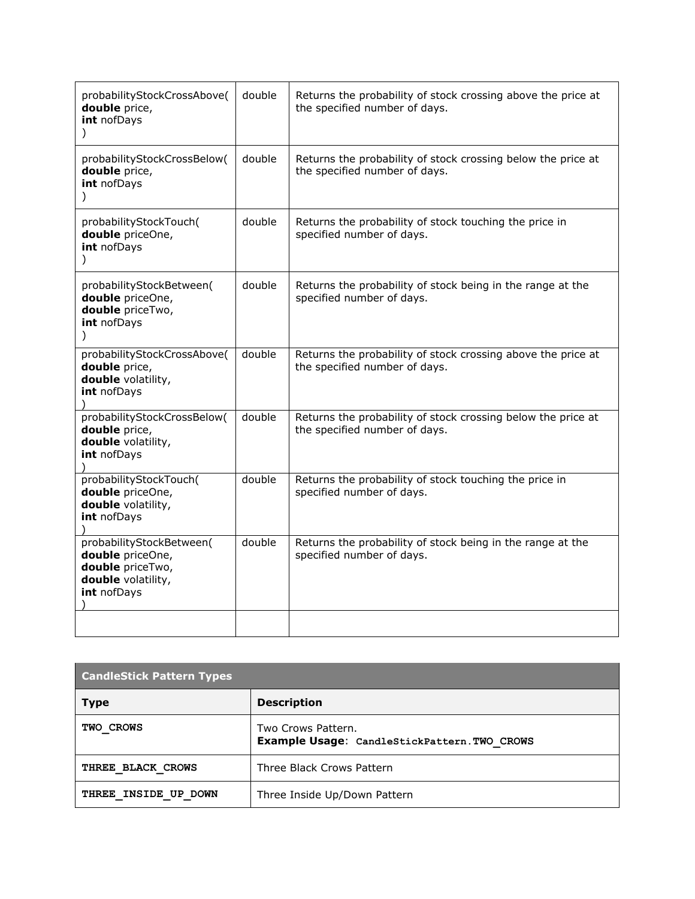| | | |
|---|---|---|
| probabilityStockCrossAbove( **double** price, **int** nofDays ) | double | Returns the probability of stock crossing above the price at the specified number of days. |
| probabilityStockCrossBelow( **double** price, **int** nofDays ) | double | Returns the probability of stock crossing below the price at the specified number of days. |
| probabilityStockTouch( **double** priceOne, **int** nofDays ) | double | Returns the probability of stock touching the price in specified number of days. |
| probabilityStockBetween( **double** priceOne, **double** priceTwo, **int** nofDays ) | double | Returns the probability of stock being in the range at the specified number of days. |
| probabilityStockCrossAbove( **double** price, **double** volatility, **int** nofDays ) | double | Returns the probability of stock crossing above the price at the specified number of days. |
| probabilityStockCrossBelow( **double** price, **double** volatility, **int** nofDays ) | double | Returns the probability of stock crossing below the price at the specified number of days. |
| probabilityStockTouch( **double** priceOne, **double** volatility, **int** nofDays ) | double | Returns the probability of stock touching the price in specified number of days. |
| probabilityStockBetween( **double** priceOne, **double** priceTwo, **double** volatility, **int** nofDays ) | double | Returns the probability of stock being in the range at the specified number of days. |
| | | |

| **CandleStick Pattern Types** | |
|---|---|
| **Type** | **Description** |
| **TWO_CROWS** | Two Crows Pattern. **Example Usage**: `CandleStickPattern.TWO_CROWS` |
| **THREE_BLACK_CROWS** | Three Black Crows Pattern |
| **THREE_INSIDE_UP_DOWN** | Three Inside Up/Down Pattern |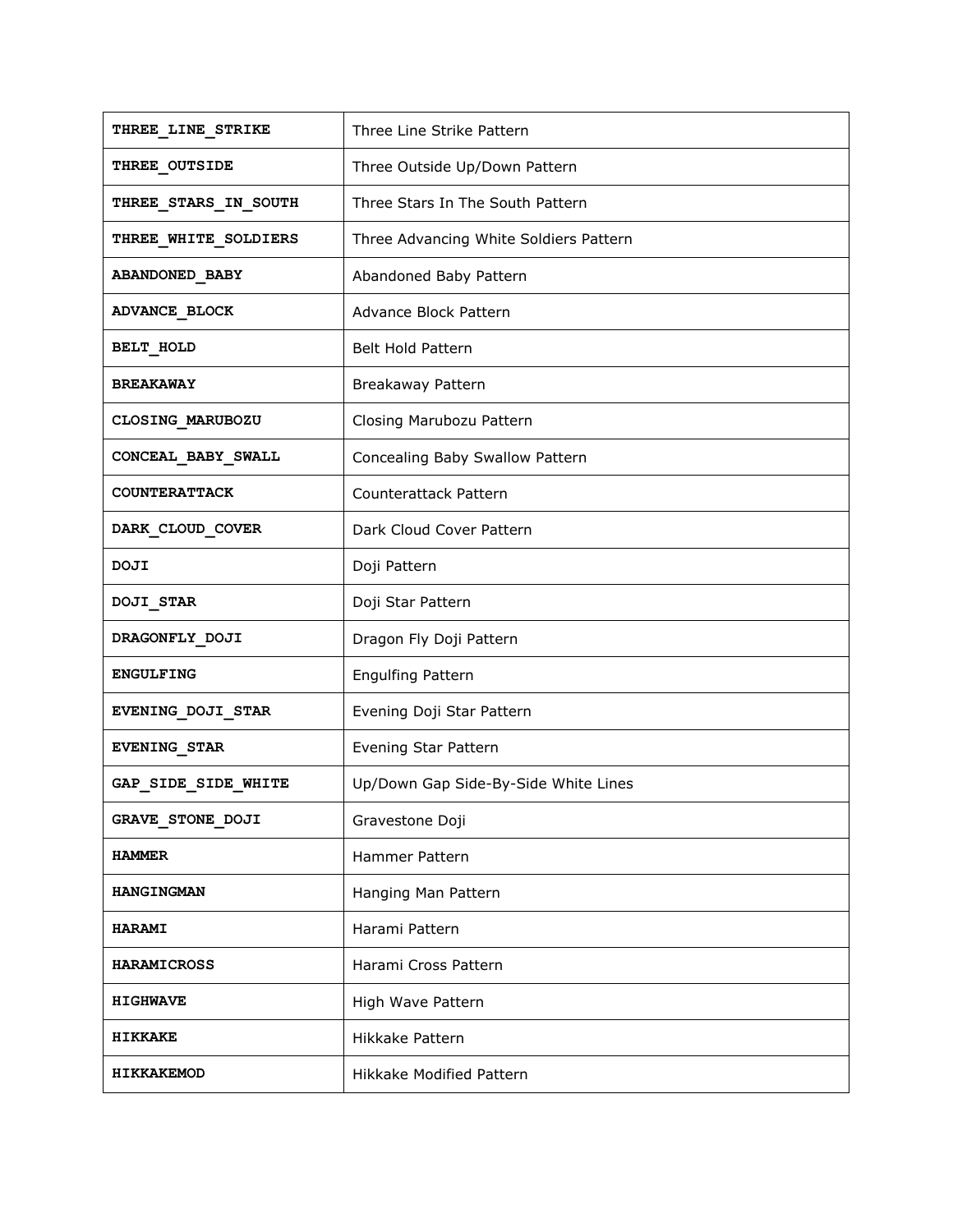| | |
|---|---|
| **THREE_LINE_STRIKE** | Three Line Strike Pattern |
| **THREE_OUTSIDE** | Three Outside Up/Down Pattern |
| **THREE_STARS_IN_SOUTH** | Three Stars In The South Pattern |
| **THREE_WHITE_SOLDIERS** | Three Advancing White Soldiers Pattern |
| **ABANDONED_BABY** | Abandoned Baby Pattern |
| **ADVANCE_BLOCK** | Advance Block Pattern |
| **BELT_HOLD** | Belt Hold Pattern |
| **BREAKAWAY** | Breakaway Pattern |
| **CLOSING_MARUBOZU** | Closing Marubozu Pattern |
| **CONCEAL_BABY_SWALL** | Concealing Baby Swallow Pattern |
| **COUNTERATTACK** | Counterattack Pattern |
| **DARK_CLOUD_COVER** | Dark Cloud Cover Pattern |
| **DOJI** | Doji Pattern |
| **DOJI_STAR** | Doji Star Pattern |
| **DRAGONFLY_DOJI** | Dragon Fly Doji Pattern |
| **ENGULFING** | Engulfing Pattern |
| **EVENING_DOJI_STAR** | Evening Doji Star Pattern |
| **EVENING_STAR** | Evening Star Pattern |
| **GAP_SIDE_SIDE_WHITE** | Up/Down Gap Side-By-Side White Lines |
| **GRAVE_STONE_DOJI** | Gravestone Doji |
| **HAMMER** | Hammer Pattern |
| **HANGINGMAN** | Hanging Man Pattern |
| **HARAMI** | Harami Pattern |
| **HARAMICROSS** | Harami Cross Pattern |
| **HIGHWAVE** | High Wave Pattern |
| **HIKKAKE** | Hikkake Pattern |
| **HIKKAKEMOD** | Hikkake Modified Pattern |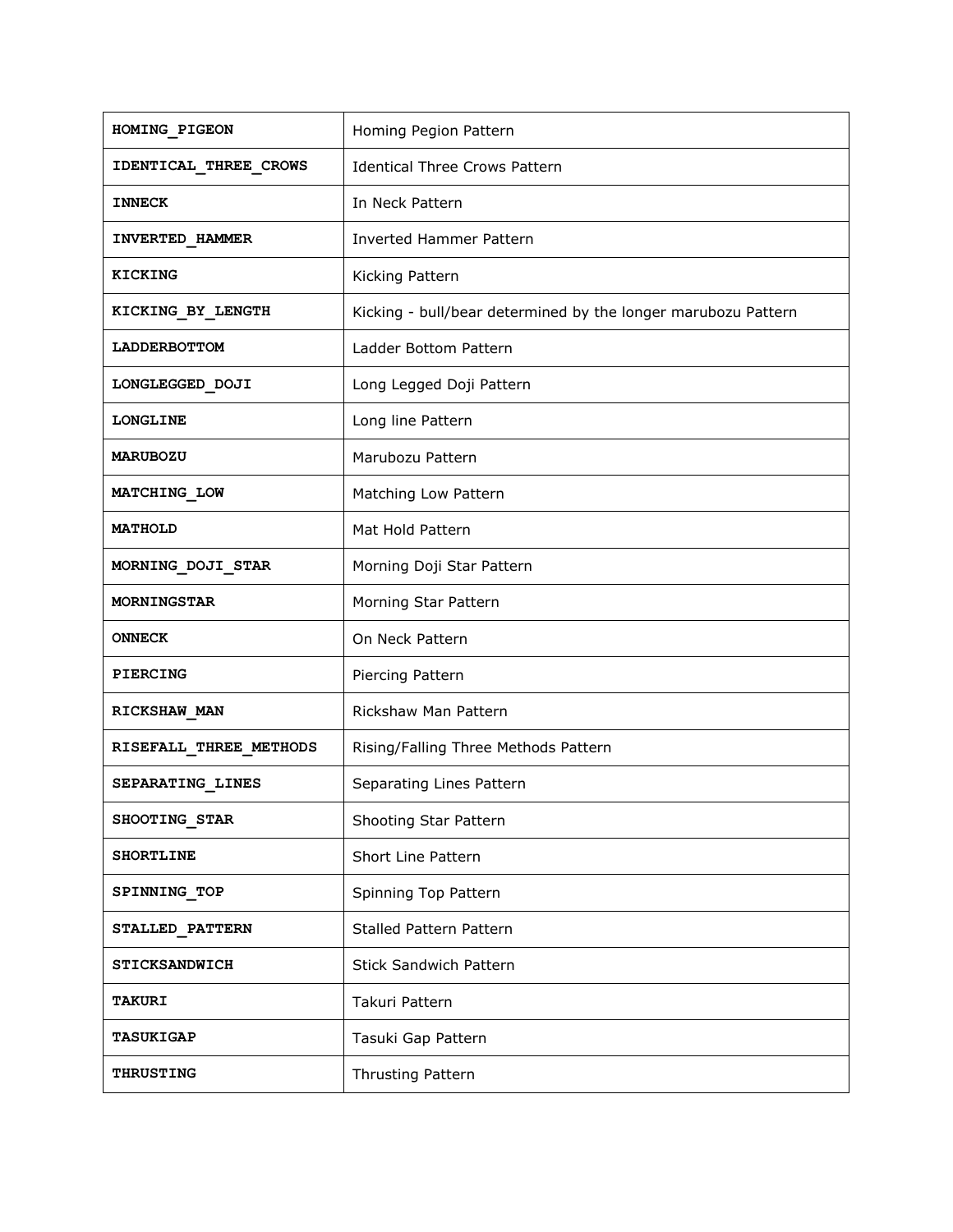| | |
|---|---|
| **HOMING_PIGEON** | Homing Pegion Pattern |
| **IDENTICAL_THREE_CROWS** | Identical Three Crows Pattern |
| **INNECK** | In Neck Pattern |
| **INVERTED_HAMMER** | Inverted Hammer Pattern |
| **KICKING** | Kicking Pattern |
| **KICKING_BY_LENGTH** | Kicking - bull/bear determined by the longer marubozu Pattern |
| **LADDERBOTTOM** | Ladder Bottom Pattern |
| **LONGLEGGED_DOJI** | Long Legged Doji Pattern |
| **LONGLINE** | Long line Pattern |
| **MARUBOZU** | Marubozu Pattern |
| **MATCHING_LOW** | Matching Low Pattern |
| **MATHOLD** | Mat Hold Pattern |
| **MORNING_DOJI_STAR** | Morning Doji Star Pattern |
| **MORNINGSTAR** | Morning Star Pattern |
| **ONNECK** | On Neck Pattern |
| **PIERCING** | Piercing Pattern |
| **RICKSHAW_MAN** | Rickshaw Man Pattern |
| **RISEFALL_THREE_METHODS** | Rising/Falling Three Methods Pattern |
| **SEPARATING_LINES** | Separating Lines Pattern |
| **SHOOTING_STAR** | Shooting Star Pattern |
| **SHORTLINE** | Short Line Pattern |
| **SPINNING_TOP** | Spinning Top Pattern |
| **STALLED_PATTERN** | Stalled Pattern Pattern |
| **STICKSANDWICH** | Stick Sandwich Pattern |
| **TAKURI** | Takuri Pattern |
| **TASUKIGAP** | Tasuki Gap Pattern |
| **THRUSTING** | Thrusting Pattern |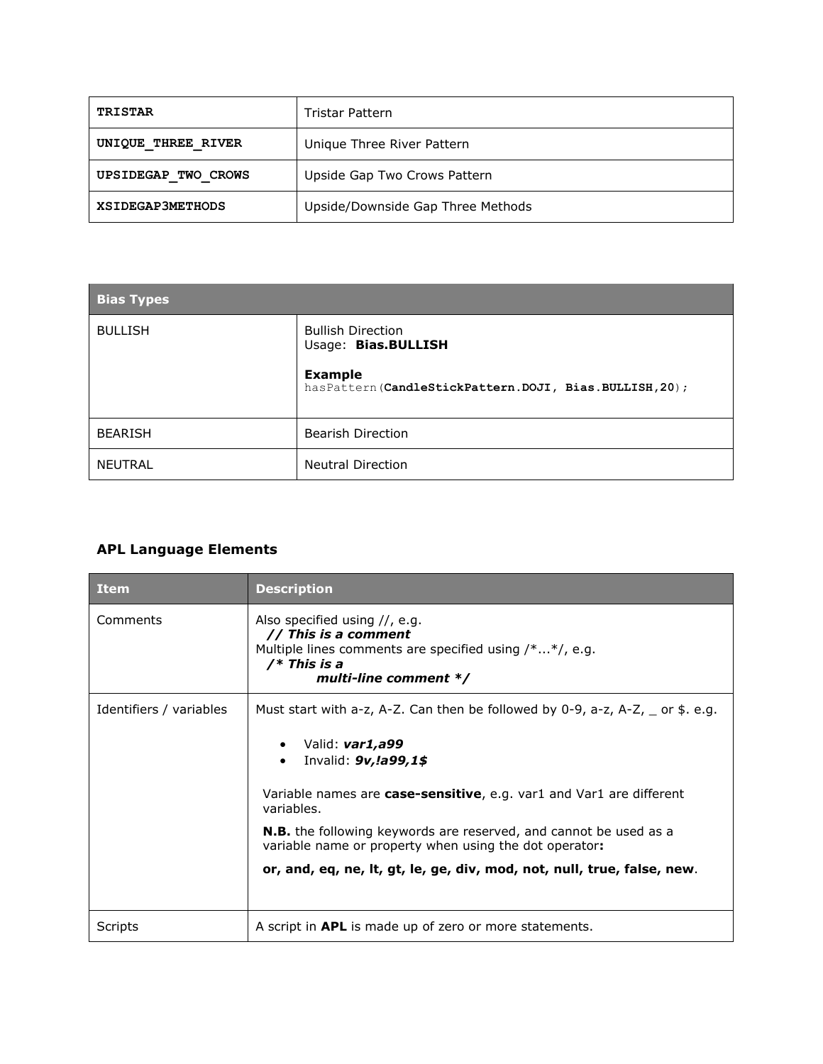| | |
|---|---|
| **TRISTAR** | Tristar Pattern |
| **UNIQUE_THREE_RIVER** | Unique Three River Pattern |
| **UPSIDEGAP_TWO_CROWS** | Upside Gap Two Crows Pattern |
| **XSIDEGAP3METHODS** | Upside/Downside Gap Three Methods |

| **Bias Types** | |
|---|---|
| BULLISH | Bullish Direction<br>Usage: **Bias.BULLISH**<br><br>**Example**<br>`hasPattern(CandleStickPattern.DOJI, Bias.BULLISH,20);` |
| BEARISH | Bearish Direction |
| NEUTRAL | Neutral Direction |

### APL Language Elements

| Item | Description |
|---|---|
| Comments | Also specified using //, e.g.<br>***// This is a comment***<br>Multiple lines comments are specified using /*...*/, e.g.<br>***/* This is a***<br>***multi-line comment */*** |
| Identifiers / variables | Must start with a-z, A-Z. Can then be followed by 0-9, a-z, A-Z, _ or $. e.g.<br><br>• Valid: ***var1,a99***<br>• Invalid: ***9v,!a99,1$***<br><br>Variable names are **case-sensitive**, e.g. var1 and Var1 are different variables.<br><br>**N.B.** the following keywords are reserved, and cannot be used as a variable name or property when using the dot operator**:**<br><br>**or, and, eq, ne, lt, gt, le, ge, div, mod, not, null, true, false, new**. |
| Scripts | A script in **APL** is made up of zero or more statements. |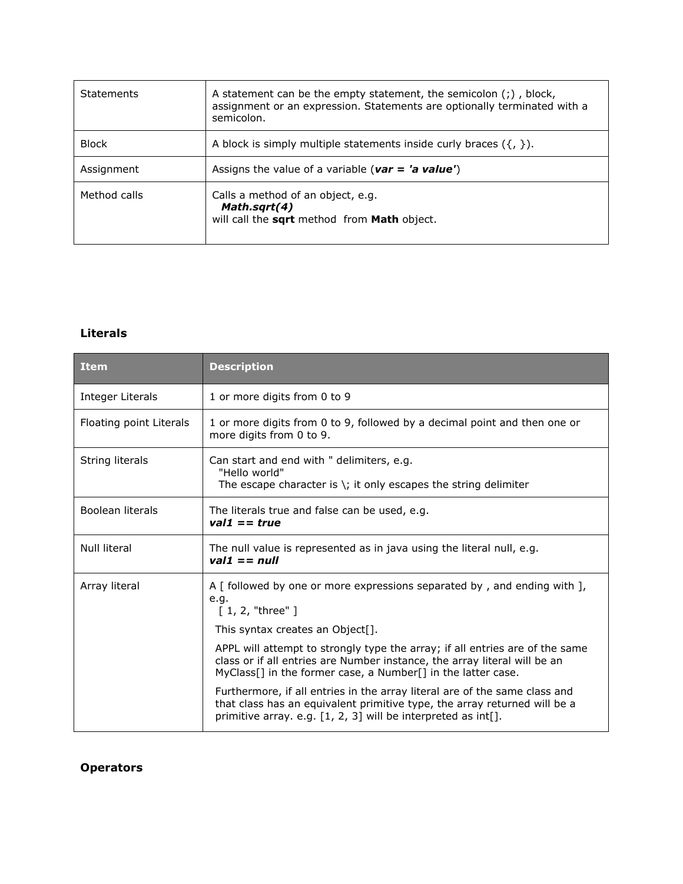| | |
|---|---|
| Statements | A statement can be the empty statement, the semicolon (;) , block, assignment or an expression. Statements are optionally terminated with a semicolon. |
| Block | A block is simply multiple statements inside curly braces ({, }). |
| Assignment | Assigns the value of a variable (***var = 'a value'***) |
| Method calls | Calls a method of an object, e.g. ***Math.sqrt(4)*** will call the **sqrt** method from **Math** object. |

**Literals**

| Item | Description |
|---|---|
| Integer Literals | 1 or more digits from 0 to 9 |
| Floating point Literals | 1 or more digits from 0 to 9, followed by a decimal point and then one or more digits from 0 to 9. |
| String literals | Can start and end with " delimiters, e.g. "Hello world" The escape character is \; it only escapes the string delimiter |
| Boolean literals | The literals true and false can be used, e.g. ***val1 == true*** |
| Null literal | The null value is represented as in java using the literal null, e.g. ***val1 == null*** |
| Array literal | A [ followed by one or more expressions separated by , and ending with ], e.g. [ 1, 2, "three" ]<br><br>This syntax creates an Object[].<br><br>APPL will attempt to strongly type the array; if all entries are of the same class or if all entries are Number instance, the array literal will be an MyClass[] in the former case, a Number[] in the latter case.<br><br>Furthermore, if all entries in the array literal are of the same class and that class has an equivalent primitive type, the array returned will be a primitive array. e.g. [1, 2, 3] will be interpreted as int[]. |

**Operators**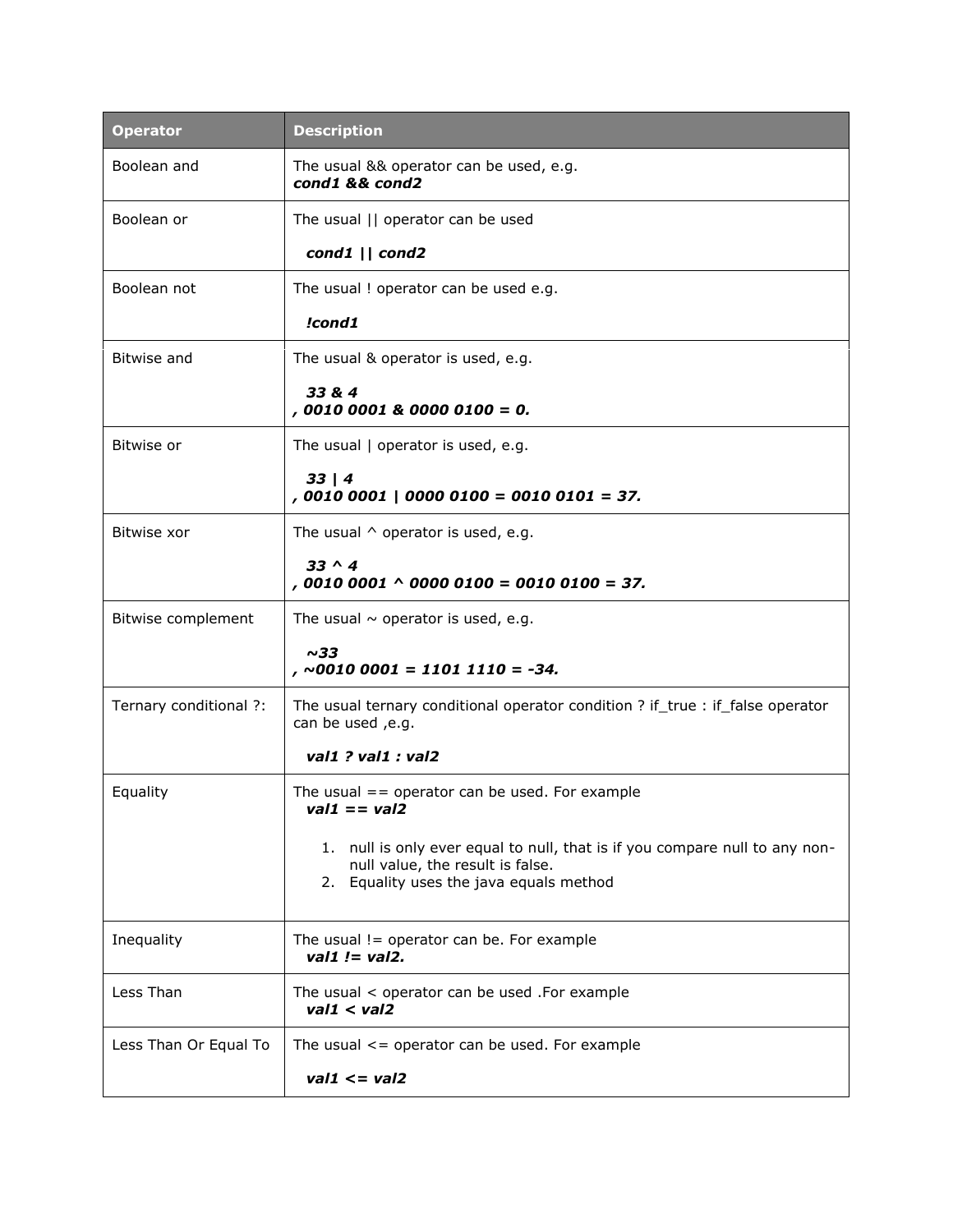| Operator | Description |
| --- | --- |
| Boolean and | The usual && operator can be used, e.g. ***cond1 && cond2*** |
| Boolean or | The usual \|\| operator can be used<br><br>***cond1 \|\| cond2*** |
| Boolean not | The usual ! operator can be used e.g.<br><br>***!cond1*** |
| Bitwise and | The usual & operator is used, e.g.<br><br>***33 & 4***<br>***, 0010 0001 & 0000 0100 = 0.*** |
| Bitwise or | The usual \| operator is used, e.g.<br><br>***33 \| 4***<br>***, 0010 0001 \| 0000 0100 = 0010 0101 = 37.*** |
| Bitwise xor | The usual ^ operator is used, e.g.<br><br>***33 ^ 4***<br>***, 0010 0001 ^ 0000 0100 = 0010 0100 = 37.*** |
| Bitwise complement | The usual ~ operator is used, e.g.<br><br>***~33***<br>***, ~0010 0001 = 1101 1110 = -34.*** |
| Ternary conditional ?: | The usual ternary conditional operator condition ? if_true : if_false operator can be used ,e.g.<br><br>***val1 ? val1 : val2*** |
| Equality | The usual == operator can be used. For example<br>***val1 == val2***<br><br>1. null is only ever equal to null, that is if you compare null to any non-null value, the result is false.<br>2. Equality uses the java equals method |
| Inequality | The usual != operator can be. For example<br>***val1 != val2.*** |
| Less Than | The usual < operator can be used .For example<br>***val1 < val2*** |
| Less Than Or Equal To | The usual <= operator can be used. For example<br><br>***val1 <= val2*** |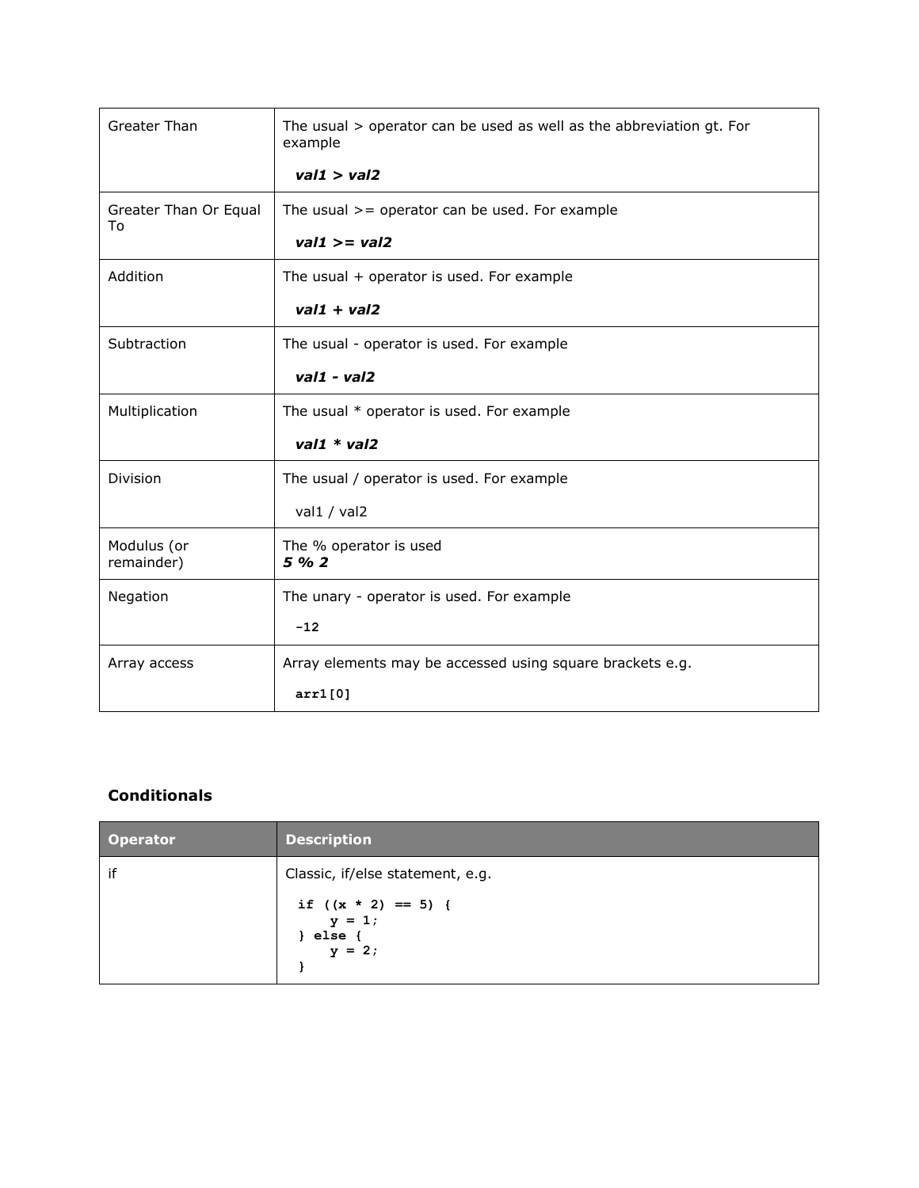| | |
|---|---|
| Greater Than | The usual > operator can be used as well as the abbreviation gt. For example<br><br>***val1 > val2*** |
| Greater Than Or Equal To | The usual >= operator can be used. For example<br><br>***val1 >= val2*** |
| Addition | The usual + operator is used. For example<br><br>***val1 + val2*** |
| Subtraction | The usual - operator is used. For example<br><br>***val1 - val2*** |
| Multiplication | The usual * operator is used. For example<br><br>***val1 * val2*** |
| Division | The usual / operator is used. For example<br><br>val1 / val2 |
| Modulus (or remainder) | The % operator is used<br>***5 % 2*** |
| Negation | The unary - operator is used. For example<br><br>`-12` |
| Array access | Array elements may be accessed using square brackets e.g.<br><br>`arr1[0]` |

### Conditionals

| Operator | Description |
|---|---|
| if | Classic, if/else statement, e.g.<br><br>`if ((x * 2) == 5) {`<br>`    y = 1;`<br>`} else {`<br>`    y = 2;`<br>`}` |